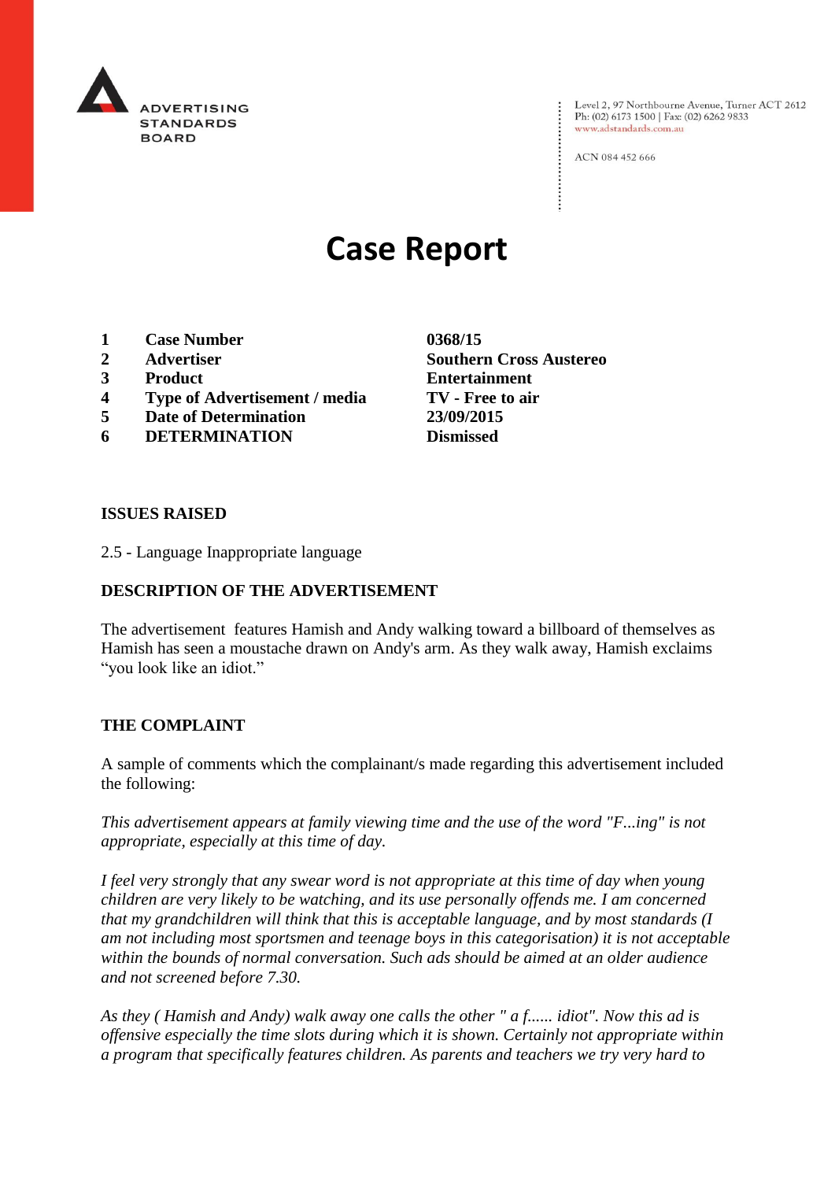ADVERTISING STANDARDS BOARD

Level 2, 97 Northbourne Avenue, Turner ACT 2612
Ph: (02) 6173 1500 | Fax: (02) 6262 9833
www.adstandards.com.au

ACN 084 452 666

# Case Report

| | | |
|---|---|---|
| **1** | **Case Number** | **0368/15** |
| **2** | **Advertiser** | **Southern Cross Austereo** |
| **3** | **Product** | **Entertainment** |
| **4** | **Type of Advertisement / media** | **TV - Free to air** |
| **5** | **Date of Determination** | **23/09/2015** |
| **6** | **DETERMINATION** | **Dismissed** |

**ISSUES RAISED**

2.5 - Language Inappropriate language

**DESCRIPTION OF THE ADVERTISEMENT**

The advertisement features Hamish and Andy walking toward a billboard of themselves as Hamish has seen a moustache drawn on Andy's arm. As they walk away, Hamish exclaims "you look like an idiot."

**THE COMPLAINT**

A sample of comments which the complainant/s made regarding this advertisement included the following:

*This advertisement appears at family viewing time and the use of the word "F...ing" is not appropriate, especially at this time of day.*

*I feel very strongly that any swear word is not appropriate at this time of day when young children are very likely to be watching, and its use personally offends me. I am concerned that my grandchildren will think that this is acceptable language, and by most standards (I am not including most sportsmen and teenage boys in this categorisation) it is not acceptable within the bounds of normal conversation. Such ads should be aimed at an older audience and not screened before 7.30.*

*As they ( Hamish and Andy) walk away one calls the other " a f...... idiot". Now this ad is offensive especially the time slots during which it is shown. Certainly not appropriate within a program that specifically features children. As parents and teachers we try very hard to*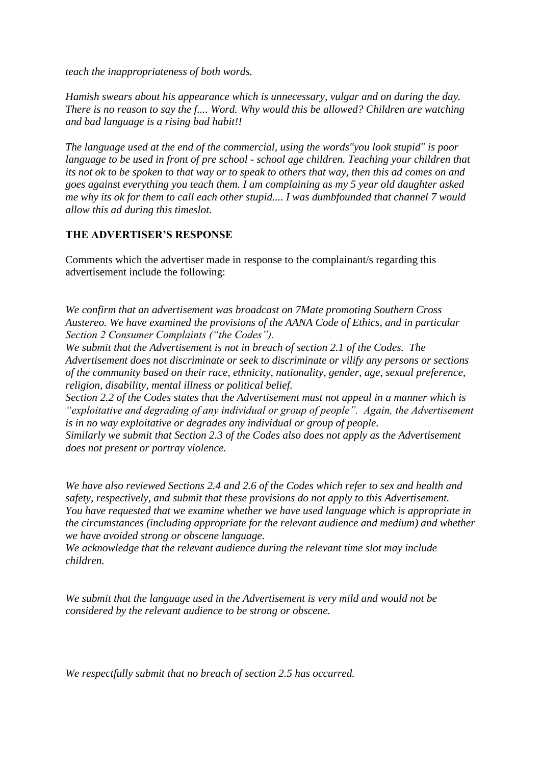*teach the inappropriateness of both words.*

*Hamish swears about his appearance which is unnecessary, vulgar and on during the day. There is no reason to say the f.... Word. Why would this be allowed? Children are watching and bad language is a rising bad habit!!*

*The language used at the end of the commercial, using the words"you look stupid" is poor language to be used in front of pre school - school age children. Teaching your children that its not ok to be spoken to that way or to speak to others that way, then this ad comes on and goes against everything you teach them. I am complaining as my 5 year old daughter asked me why its ok for them to call each other stupid.... I was dumbfounded that channel 7 would allow this ad during this timeslot.*

## THE ADVERTISER'S RESPONSE

Comments which the advertiser made in response to the complainant/s regarding this advertisement include the following:

*We confirm that an advertisement was broadcast on 7Mate promoting Southern Cross Austereo. We have examined the provisions of the AANA Code of Ethics, and in particular Section 2 Consumer Complaints ("the Codes").*
*We submit that the Advertisement is not in breach of section 2.1 of the Codes. The Advertisement does not discriminate or seek to discriminate or vilify any persons or sections of the community based on their race, ethnicity, nationality, gender, age, sexual preference, religion, disability, mental illness or political belief.*
*Section 2.2 of the Codes states that the Advertisement must not appeal in a manner which is "exploitative and degrading of any individual or group of people". Again, the Advertisement is in no way exploitative or degrades any individual or group of people.*
*Similarly we submit that Section 2.3 of the Codes also does not apply as the Advertisement does not present or portray violence.*

*We have also reviewed Sections 2.4 and 2.6 of the Codes which refer to sex and health and safety, respectively, and submit that these provisions do not apply to this Advertisement.*
*You have requested that we examine whether we have used language which is appropriate in the circumstances (including appropriate for the relevant audience and medium) and whether we have avoided strong or obscene language.*
*We acknowledge that the relevant audience during the relevant time slot may include children.*

*We submit that the language used in the Advertisement is very mild and would not be considered by the relevant audience to be strong or obscene.*

*We respectfully submit that no breach of section 2.5 has occurred.*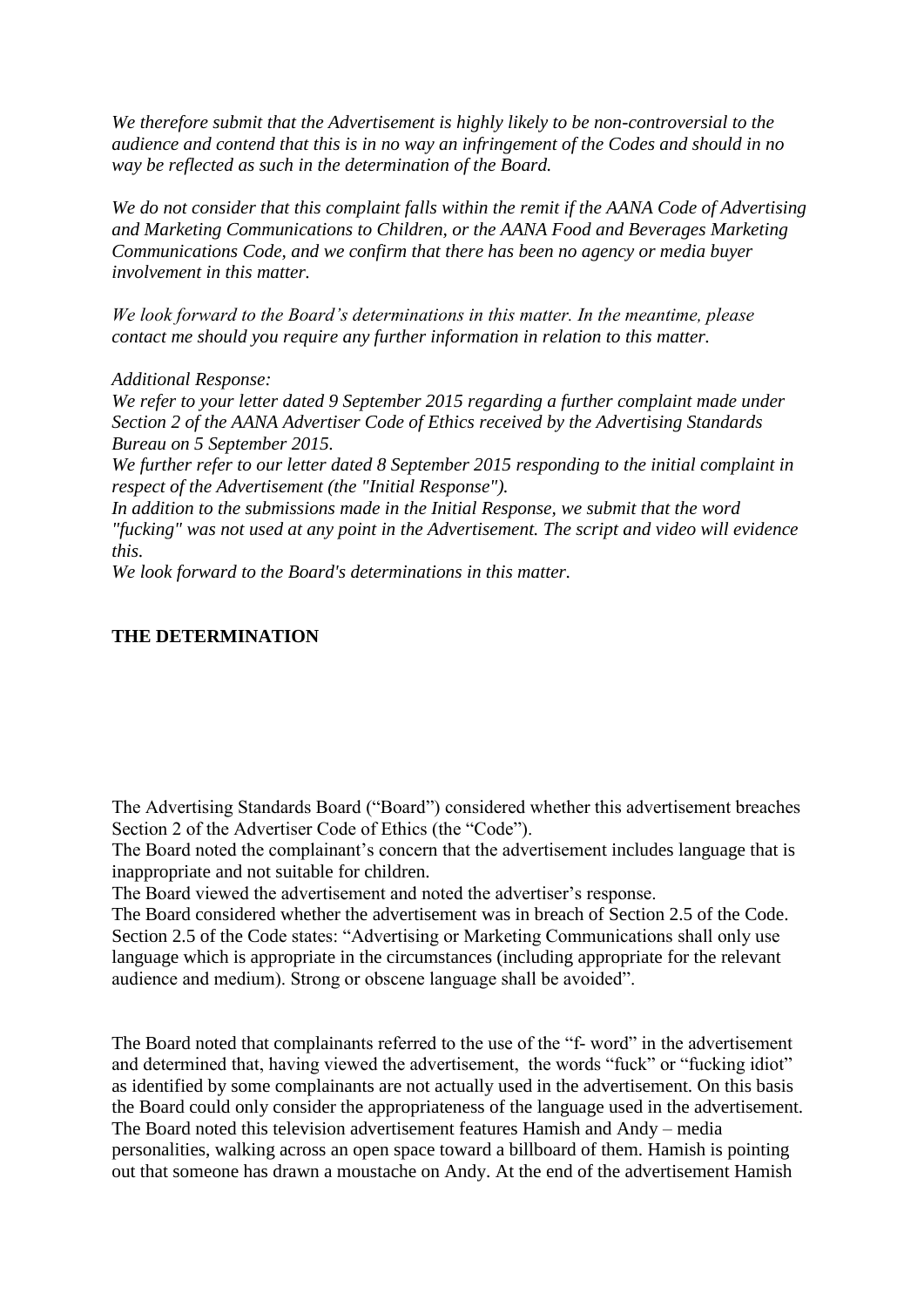*We therefore submit that the Advertisement is highly likely to be non-controversial to the audience and contend that this is in no way an infringement of the Codes and should in no way be reflected as such in the determination of the Board.*

*We do not consider that this complaint falls within the remit if the AANA Code of Advertising and Marketing Communications to Children, or the AANA Food and Beverages Marketing Communications Code, and we confirm that there has been no agency or media buyer involvement in this matter.*

*We look forward to the Board's determinations in this matter. In the meantime, please contact me should you require any further information in relation to this matter.*

*Additional Response:*
*We refer to your letter dated 9 September 2015 regarding a further complaint made under Section 2 of the AANA Advertiser Code of Ethics received by the Advertising Standards Bureau on 5 September 2015.*
*We further refer to our letter dated 8 September 2015 responding to the initial complaint in respect of the Advertisement (the "Initial Response").*
*In addition to the submissions made in the Initial Response, we submit that the word "fucking" was not used at any point in the Advertisement. The script and video will evidence this.*
*We look forward to the Board's determinations in this matter.*

**THE DETERMINATION**

The Advertising Standards Board ("Board") considered whether this advertisement breaches Section 2 of the Advertiser Code of Ethics (the "Code").
The Board noted the complainant's concern that the advertisement includes language that is inappropriate and not suitable for children.
The Board viewed the advertisement and noted the advertiser's response.
The Board considered whether the advertisement was in breach of Section 2.5 of the Code. Section 2.5 of the Code states: "Advertising or Marketing Communications shall only use language which is appropriate in the circumstances (including appropriate for the relevant audience and medium). Strong or obscene language shall be avoided".

The Board noted that complainants referred to the use of the "f- word" in the advertisement and determined that, having viewed the advertisement, the words "fuck" or "fucking idiot" as identified by some complainants are not actually used in the advertisement. On this basis the Board could only consider the appropriateness of the language used in the advertisement. The Board noted this television advertisement features Hamish and Andy – media personalities, walking across an open space toward a billboard of them. Hamish is pointing out that someone has drawn a moustache on Andy. At the end of the advertisement Hamish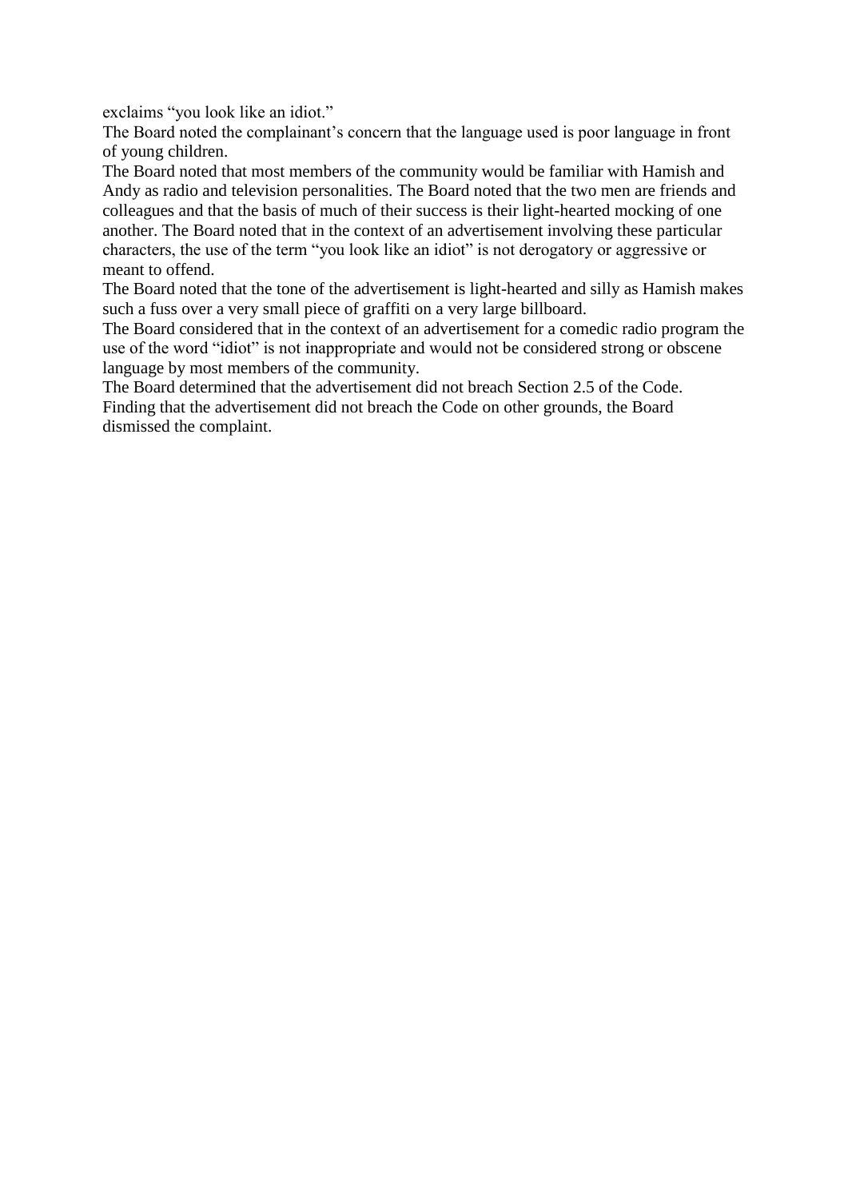exclaims “you look like an idiot.”

The Board noted the complainant’s concern that the language used is poor language in front of young children.

The Board noted that most members of the community would be familiar with Hamish and Andy as radio and television personalities. The Board noted that the two men are friends and colleagues and that the basis of much of their success is their light-hearted mocking of one another. The Board noted that in the context of an advertisement involving these particular characters, the use of the term “you look like an idiot” is not derogatory or aggressive or meant to offend.

The Board noted that the tone of the advertisement is light-hearted and silly as Hamish makes such a fuss over a very small piece of graffiti on a very large billboard.

The Board considered that in the context of an advertisement for a comedic radio program the use of the word “idiot” is not inappropriate and would not be considered strong or obscene language by most members of the community.

The Board determined that the advertisement did not breach Section 2.5 of the Code.

Finding that the advertisement did not breach the Code on other grounds, the Board dismissed the complaint.